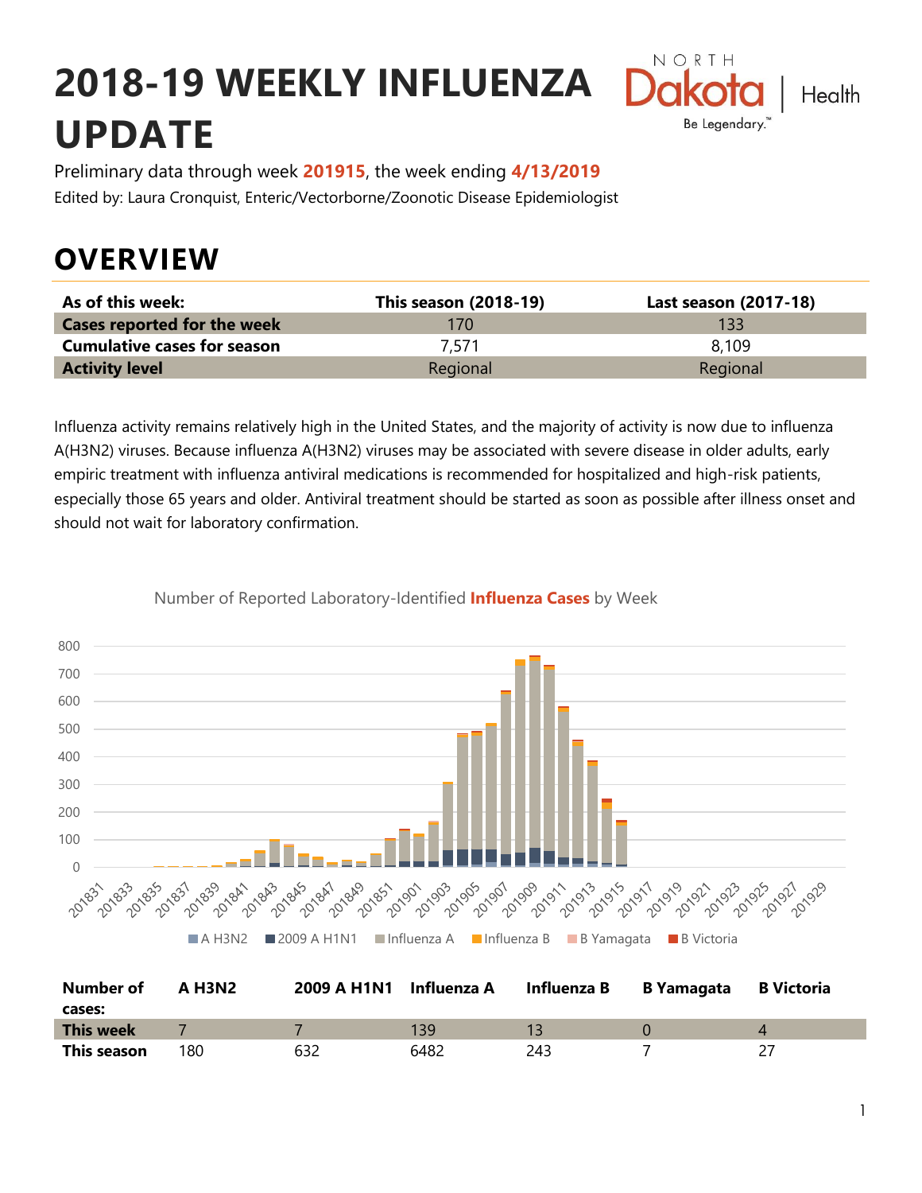# 2018-19 WEEKLY INFLUENZA UPDATE

Preliminary data through week **201915**, the week ending **4/13/2019**

Edited by: Laura Cronquist, Enteric/Vectorborne/Zoonotic Disease Epidemiologist

## OVERVIEW

| As of this week: | This season (2018-19) | Last season (2017-18) |
|---|---|---|
| **Cases reported for the week** | 170 | 133 |
| **Cumulative cases for season** | 7,571 | 8,109 |
| **Activity level** | Regional | Regional |

Influenza activity remains relatively high in the United States, and the majority of activity is now due to influenza A(H3N2) viruses. Because influenza A(H3N2) viruses may be associated with severe disease in older adults, early empiric treatment with influenza antiviral medications is recommended for hospitalized and high-risk patients, especially those 65 years and older. Antiviral treatment should be started as soon as possible after illness onset and should not wait for laboratory confirmation.

Number of Reported Laboratory-Identified **Influenza Cases** by Week

| Number of cases: | A H3N2 | 2009 A H1N1 | Influenza A | Influenza B | B Yamagata | B Victoria |
|---|---|---|---|---|---|---|
| **This week** | 7 | 7 | 139 | 13 | 0 | 4 |
| **This season** | 180 | 632 | 6482 | 243 | 7 | 27 |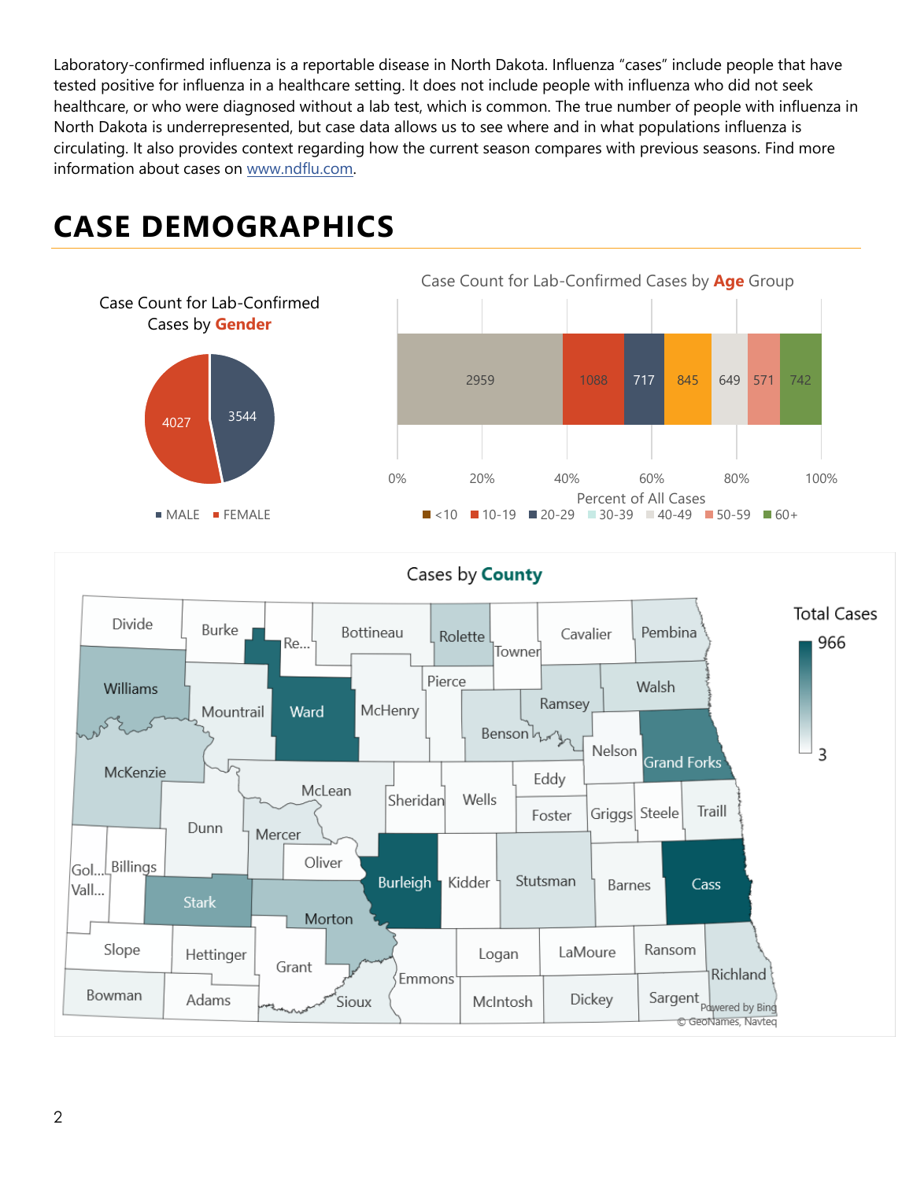Laboratory-confirmed influenza is a reportable disease in North Dakota. Influenza "cases" include people that have tested positive for influenza in a healthcare setting. It does not include people with influenza who did not seek healthcare, or who were diagnosed without a lab test, which is common. The true number of people with influenza in North Dakota is underrepresented, but case data allows us to see where and in what populations influenza is circulating. It also provides context regarding how the current season compares with previous seasons. Find more information about cases on www.ndflu.com.

# CASE DEMOGRAPHICS

Case Count for Lab-Confirmed Cases by **Gender**

| Gender | Cases |
|---|---|
| MALE | 3544 |
| FEMALE | 4027 |

Case Count for Lab-Confirmed Cases by **Age** Group

| Age Group | Cases |
|---|---|
| <10 | 2959 |
| 10-19 | 1088 |
| 20-29 | 717 |
| 30-39 | 845 |
| 40-49 | 649 |
| 50-59 | 571 |
| 60+ | 742 |

Percent of All Cases

Cases by **County**

Total Cases: 3 – 966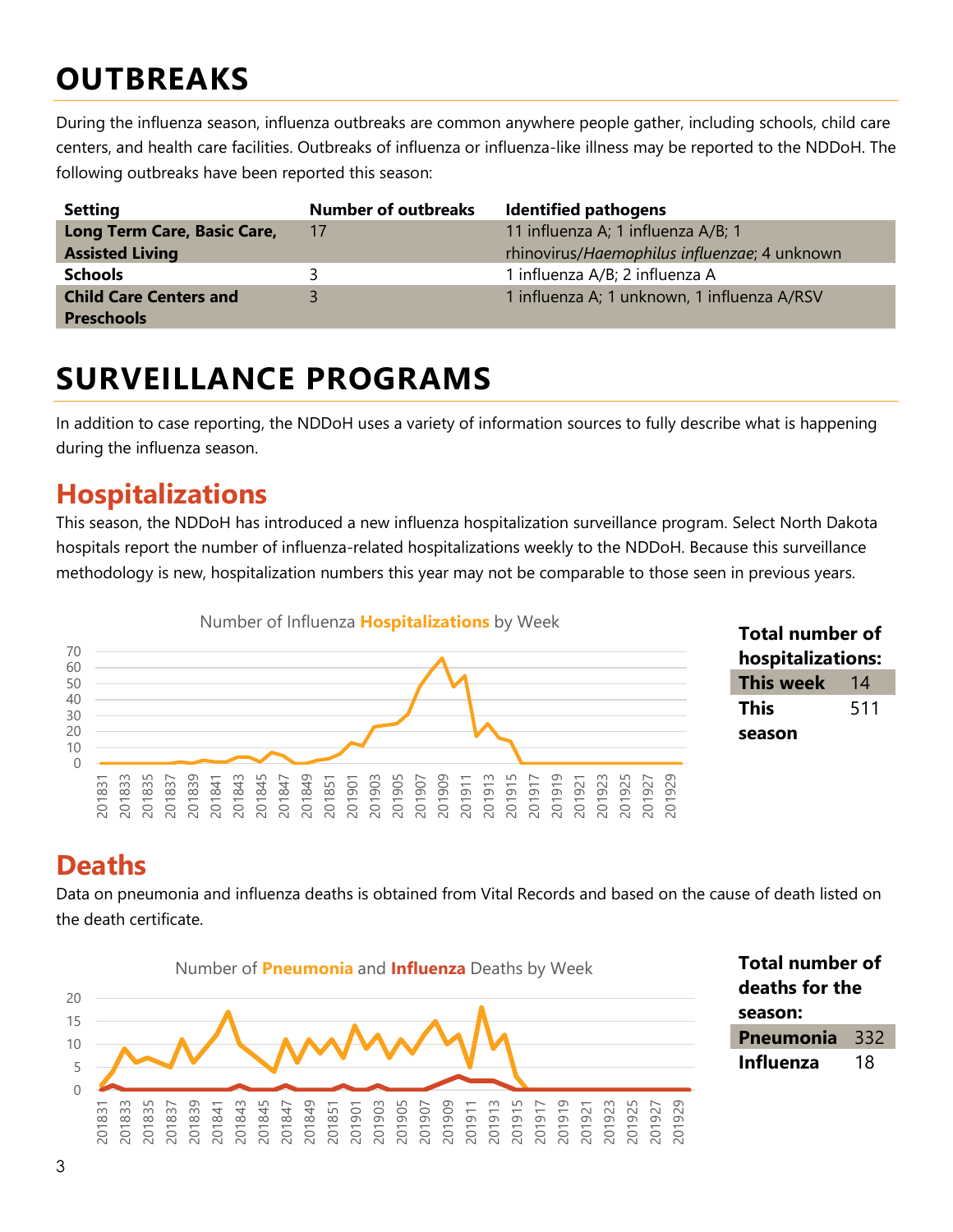# OUTBREAKS

During the influenza season, influenza outbreaks are common anywhere people gather, including schools, child care centers, and health care facilities. Outbreaks of influenza or influenza-like illness may be reported to the NDDoH. The following outbreaks have been reported this season:

| Setting | Number of outbreaks | Identified pathogens |
|---|---|---|
| **Long Term Care, Basic Care, Assisted Living** | 17 | 11 influenza A; 1 influenza A/B; 1 rhinovirus/*Haemophilus influenzae*; 4 unknown |
| **Schools** | 3 | 1 influenza A/B; 2 influenza A |
| **Child Care Centers and Preschools** | 3 | 1 influenza A; 1 unknown, 1 influenza A/RSV |

# SURVEILLANCE PROGRAMS

In addition to case reporting, the NDDoH uses a variety of information sources to fully describe what is happening during the influenza season.

## Hospitalizations

This season, the NDDoH has introduced a new influenza hospitalization surveillance program. Select North Dakota hospitals report the number of influenza-related hospitalizations weekly to the NDDoH. Because this surveillance methodology is new, hospitalization numbers this year may not be comparable to those seen in previous years.

Number of Influenza **Hospitalizations** by Week

| Total number of hospitalizations: | |
|---|---|
| **This week** | 14 |
| **This season** | 511 |

## Deaths

Data on pneumonia and influenza deaths is obtained from Vital Records and based on the cause of death listed on the death certificate.

Number of **Pneumonia** and **Influenza** Deaths by Week

| Total number of deaths for the season: | |
|---|---|
| **Pneumonia** | 332 |
| **Influenza** | 18 |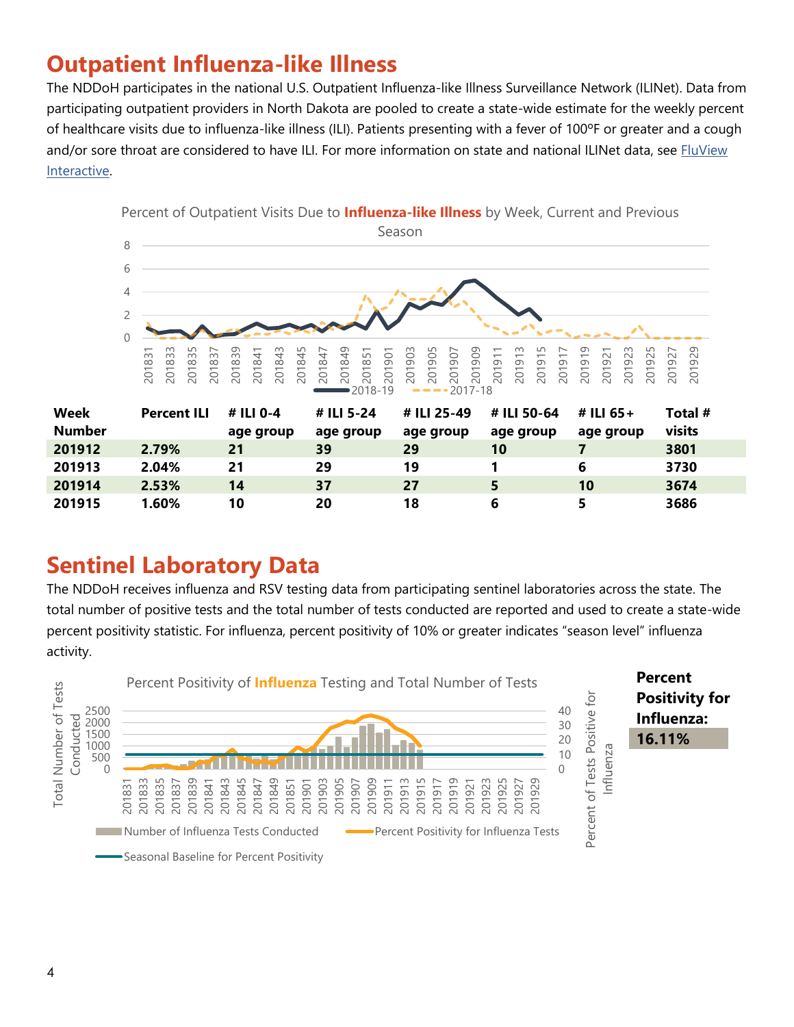## Outpatient Influenza-like Illness

The NDDoH participates in the national U.S. Outpatient Influenza-like Illness Surveillance Network (ILINet). Data from participating outpatient providers in North Dakota are pooled to create a state-wide estimate for the weekly percent of healthcare visits due to influenza-like illness (ILI). Patients presenting with a fever of 100ºF or greater and a cough and/or sore throat are considered to have ILI. For more information on state and national ILINet data, see FluView Interactive.

Percent of Outpatient Visits Due to **Influenza-like Illness** by Week, Current and Previous Season

| Week Number | Percent ILI | # ILI 0-4 age group | # ILI 5-24 age group | # ILI 25-49 age group | # ILI 50-64 age group | # ILI 65+ age group | Total # visits |
|---|---|---|---|---|---|---|---|
| 201912 | 2.79% | 21 | 39 | 29 | 10 | 7 | 3801 |
| 201913 | 2.04% | 21 | 29 | 19 | 1 | 6 | 3730 |
| 201914 | 2.53% | 14 | 37 | 27 | 5 | 10 | 3674 |
| 201915 | 1.60% | 10 | 20 | 18 | 6 | 5 | 3686 |

## Sentinel Laboratory Data

The NDDoH receives influenza and RSV testing data from participating sentinel laboratories across the state. The total number of positive tests and the total number of tests conducted are reported and used to create a state-wide percent positivity statistic. For influenza, percent positivity of 10% or greater indicates "season level" influenza activity.

Percent Positivity of **Influenza** Testing and Total Number of Tests

**Percent Positivity for Influenza:**

**16.11%**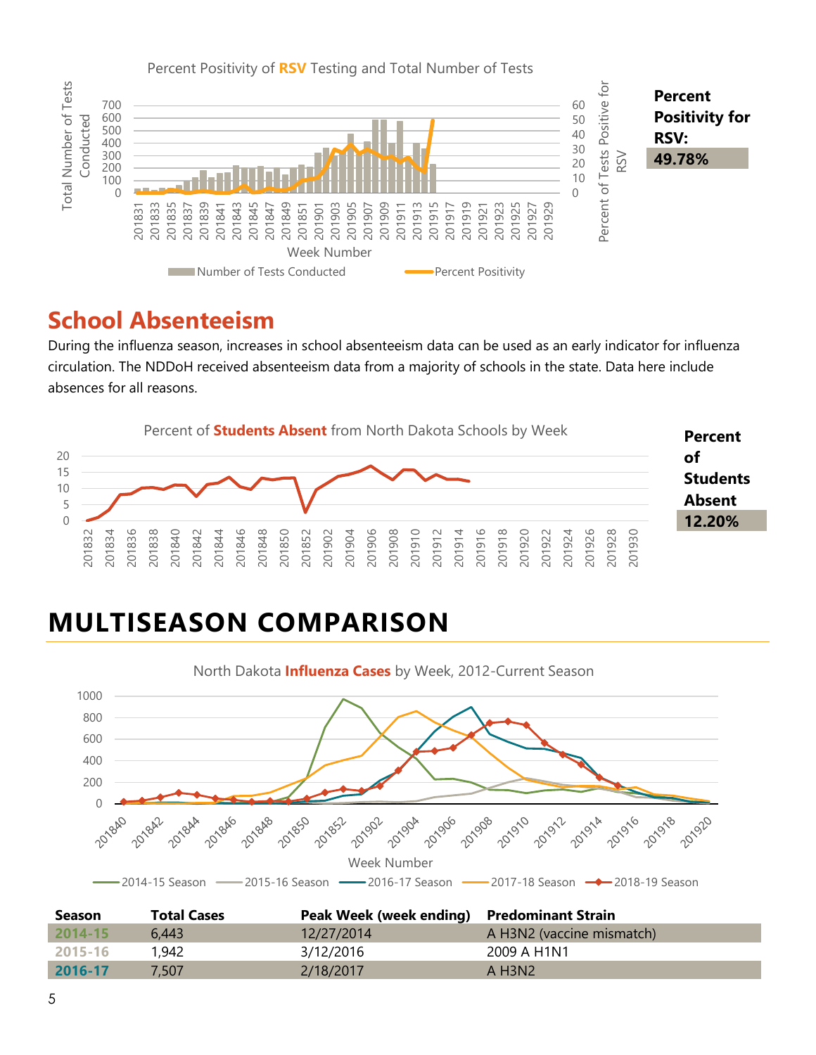Percent Positivity of **RSV** Testing and Total Number of Tests

**Percent Positivity for RSV: 49.78%**

## School Absenteeism

During the influenza season, increases in school absenteeism data can be used as an early indicator for influenza circulation. The NDDoH received absenteeism data from a majority of schools in the state. Data here include absences for all reasons.

Percent of **Students Absent** from North Dakota Schools by Week

**Percent of Students Absent 12.20%**

# MULTISEASON COMPARISON

North Dakota **Influenza Cases** by Week, 2012-Current Season

| Season | Total Cases | Peak Week (week ending) | Predominant Strain |
|---|---|---|---|
| 2014-15 | 6,443 | 12/27/2014 | A H3N2 (vaccine mismatch) |
| 2015-16 | 1,942 | 3/12/2016 | 2009 A H1N1 |
| 2016-17 | 7,507 | 2/18/2017 | A H3N2 |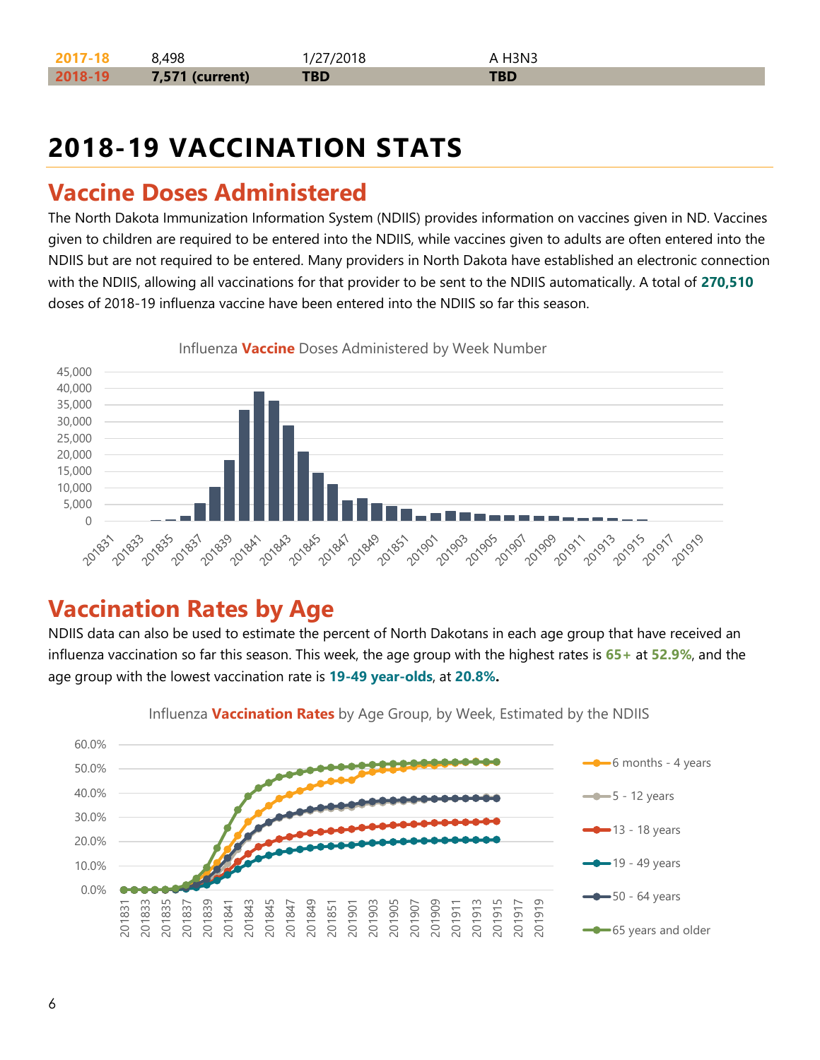| | | | |
|---|---|---|---|
| 2017-18 | 8,498 | 1/27/2018 | A H3N3 |
| **2018-19** | **7,571 (current)** | **TBD** | **TBD** |

# 2018-19 VACCINATION STATS

## Vaccine Doses Administered

The North Dakota Immunization Information System (NDIIS) provides information on vaccines given in ND. Vaccines given to children are required to be entered into the NDIIS, while vaccines given to adults are often entered into the NDIIS but are not required to be entered. Many providers in North Dakota have established an electronic connection with the NDIIS, allowing all vaccinations for that provider to be sent to the NDIIS automatically. A total of **270,510** doses of 2018-19 influenza vaccine have been entered into the NDIIS so far this season.

Influenza **Vaccine** Doses Administered by Week Number

45,000
40,000
35,000
30,000
25,000
20,000
15,000
10,000
5,000
0

201831 201833 201835 201837 201839 201841 201843 201845 201847 201849 201851 201901 201903 201905 201907 201909 201911 201913 201915 201917 201919

## Vaccination Rates by Age

NDIIS data can also be used to estimate the percent of North Dakotans in each age group that have received an influenza vaccination so far this season. This week, the age group with the highest rates is **65+** at **52.9%**, and the age group with the lowest vaccination rate is **19-49 year-olds**, at **20.8%.**

Influenza **Vaccination Rates** by Age Group, by Week, Estimated by the NDIIS

60.0%
50.0%
40.0%
30.0%
20.0%
10.0%
0.0%

201831 201833 201835 201837 201839 201841 201843 201845 201847 201849 201851 201901 201903 201905 201907 201909 201911 201913 201915 201917 201919

6 months - 4 years
5 - 12 years
13 - 18 years
19 - 49 years
50 - 64 years
65 years and older